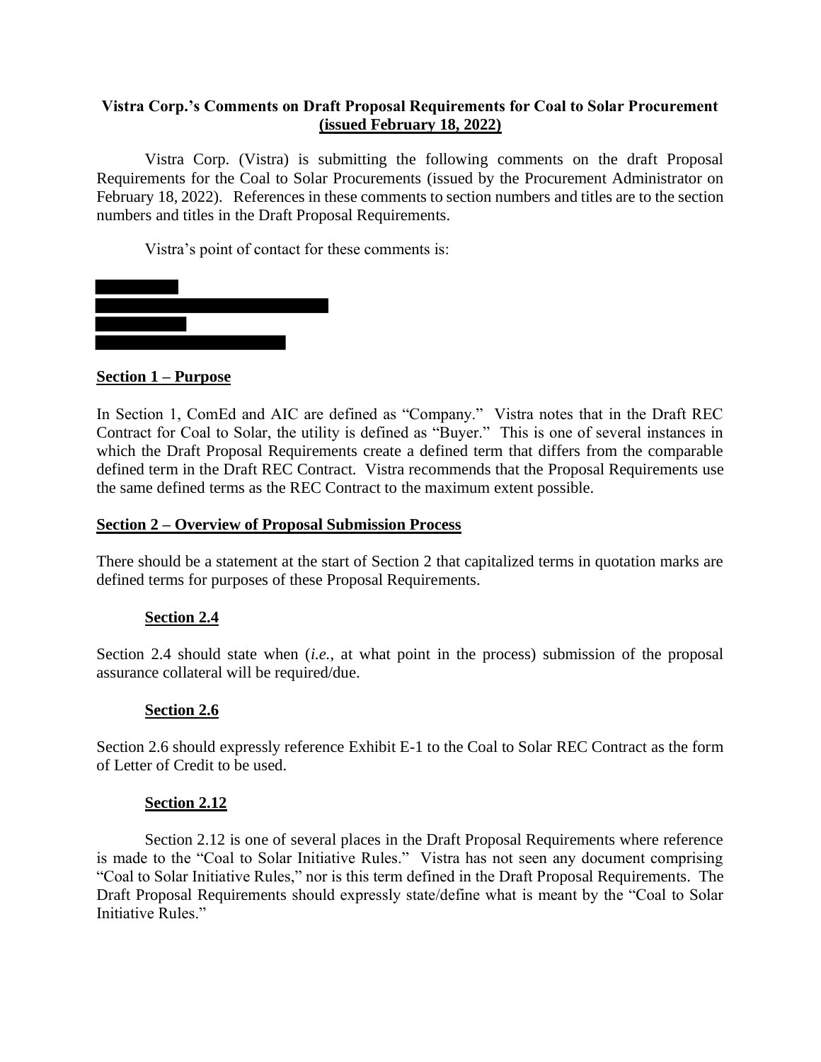**Vistra Corp.'s Comments on Draft Proposal Requirements for Coal to Solar Procurement**
**(issued February 18, 2022)**

Vistra Corp. (Vistra) is submitting the following comments on the draft Proposal Requirements for the Coal to Solar Procurements (issued by the Procurement Administrator on February 18, 2022). References in these comments to section numbers and titles are to the section numbers and titles in the Draft Proposal Requirements.

Vistra's point of contact for these comments is:

## Section 1 – Purpose

In Section 1, ComEd and AIC are defined as "Company." Vistra notes that in the Draft REC Contract for Coal to Solar, the utility is defined as "Buyer." This is one of several instances in which the Draft Proposal Requirements create a defined term that differs from the comparable defined term in the Draft REC Contract. Vistra recommends that the Proposal Requirements use the same defined terms as the REC Contract to the maximum extent possible.

## Section 2 – Overview of Proposal Submission Process

There should be a statement at the start of Section 2 that capitalized terms in quotation marks are defined terms for purposes of these Proposal Requirements.

### Section 2.4

Section 2.4 should state when (*i.e.*, at what point in the process) submission of the proposal assurance collateral will be required/due.

### Section 2.6

Section 2.6 should expressly reference Exhibit E-1 to the Coal to Solar REC Contract as the form of Letter of Credit to be used.

### Section 2.12

Section 2.12 is one of several places in the Draft Proposal Requirements where reference is made to the "Coal to Solar Initiative Rules." Vistra has not seen any document comprising "Coal to Solar Initiative Rules," nor is this term defined in the Draft Proposal Requirements. The Draft Proposal Requirements should expressly state/define what is meant by the "Coal to Solar Initiative Rules."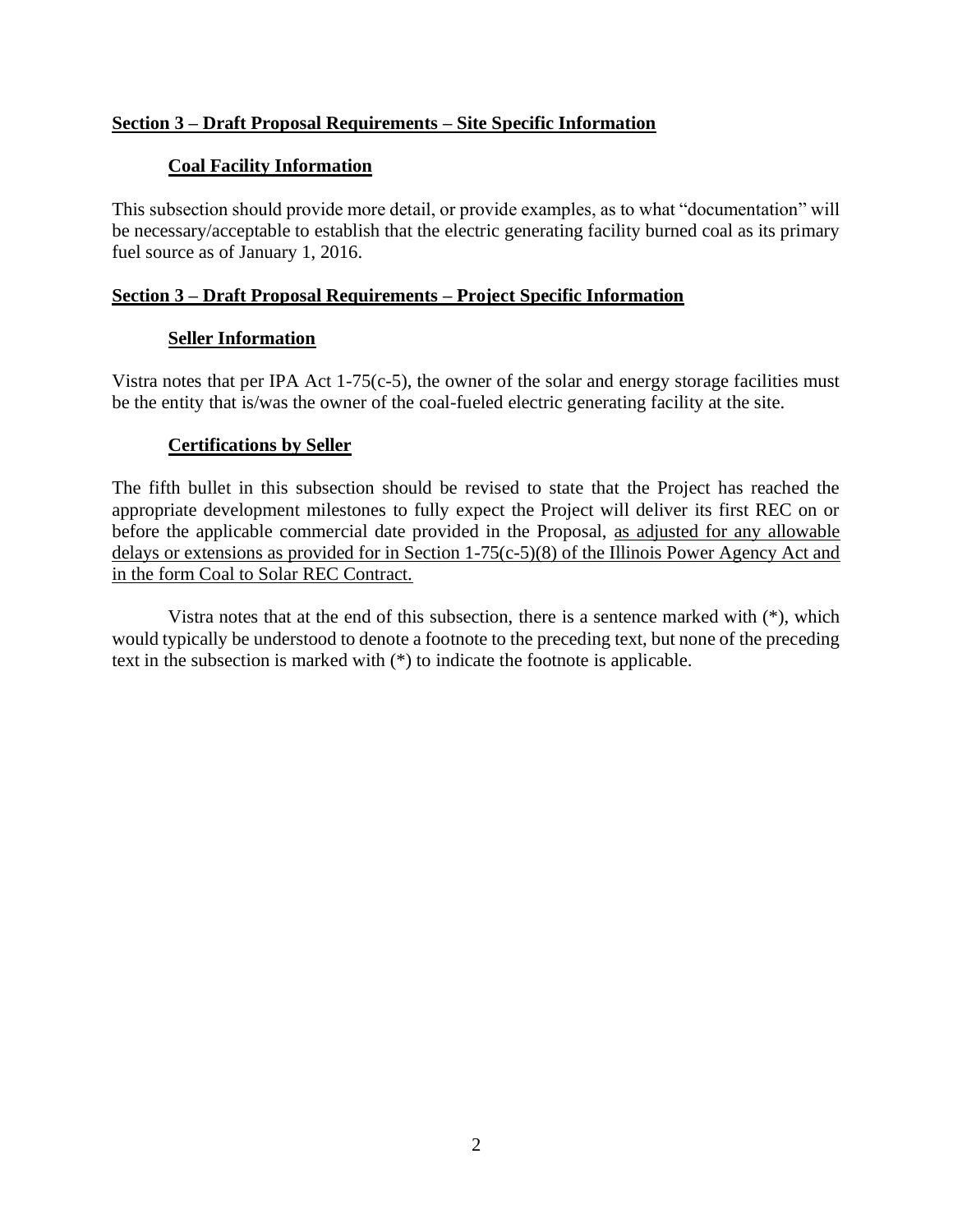**Section 3 – Draft Proposal Requirements – Site Specific Information**

**Coal Facility Information**

This subsection should provide more detail, or provide examples, as to what "documentation" will be necessary/acceptable to establish that the electric generating facility burned coal as its primary fuel source as of January 1, 2016.

**Section 3 – Draft Proposal Requirements – Project Specific Information**

**Seller Information**

Vistra notes that per IPA Act 1-75(c-5), the owner of the solar and energy storage facilities must be the entity that is/was the owner of the coal-fueled electric generating facility at the site.

**Certifications by Seller**

The fifth bullet in this subsection should be revised to state that the Project has reached the appropriate development milestones to fully expect the Project will deliver its first REC on or before the applicable commercial date provided in the Proposal, <u>as adjusted for any allowable delays or extensions as provided for in Section 1-75(c-5)(8) of the Illinois Power Agency Act and in the form Coal to Solar REC Contract.</u>

Vistra notes that at the end of this subsection, there is a sentence marked with (*), which would typically be understood to denote a footnote to the preceding text, but none of the preceding text in the subsection is marked with (*) to indicate the footnote is applicable.